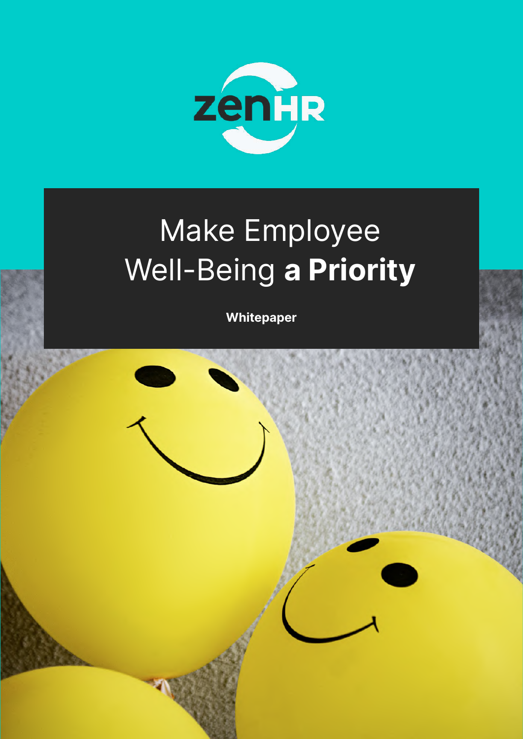zenHR

# Make Employee Well-Being **a Priority**

**Whitepaper**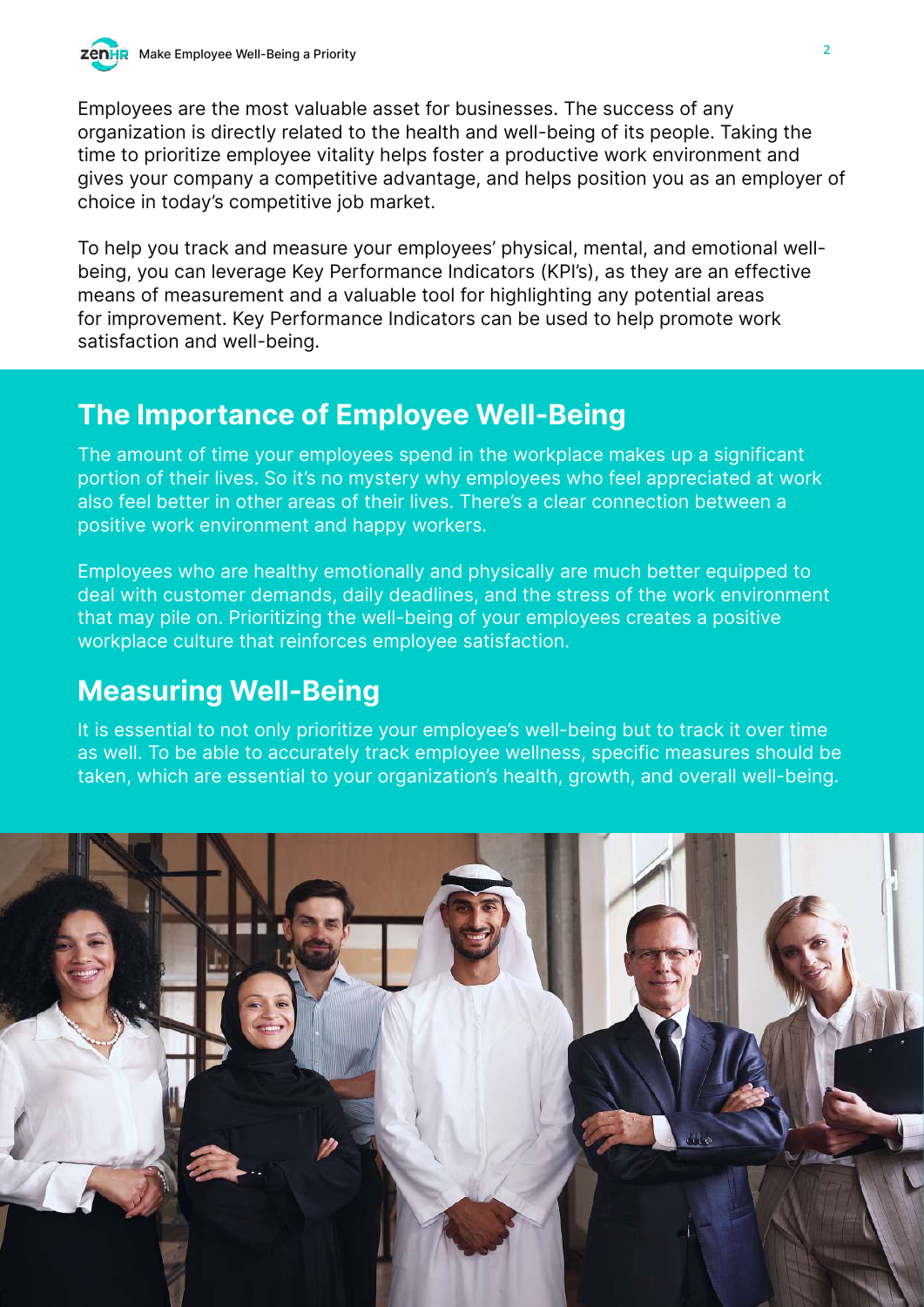Employees are the most valuable asset for businesses. The success of any organization is directly related to the health and well-being of its people. Taking the time to prioritize employee vitality helps foster a productive work environment and gives your company a competitive advantage, and helps position you as an employer of choice in today's competitive job market.

To help you track and measure your employees' physical, mental, and emotional well-being, you can leverage Key Performance Indicators (KPI's), as they are an effective means of measurement and a valuable tool for highlighting any potential areas for improvement. Key Performance Indicators can be used to help promote work satisfaction and well-being.

## The Importance of Employee Well-Being

The amount of time your employees spend in the workplace makes up a significant portion of their lives. So it's no mystery why employees who feel appreciated at work also feel better in other areas of their lives. There's a clear connection between a positive work environment and happy workers.

Employees who are healthy emotionally and physically are much better equipped to deal with customer demands, daily deadlines, and the stress of the work environment that may pile on. Prioritizing the well-being of your employees creates a positive workplace culture that reinforces employee satisfaction.

## Measuring Well-Being

It is essential to not only prioritize your employee's well-being but to track it over time as well. To be able to accurately track employee wellness, specific measures should be taken, which are essential to your organization's health, growth, and overall well-being.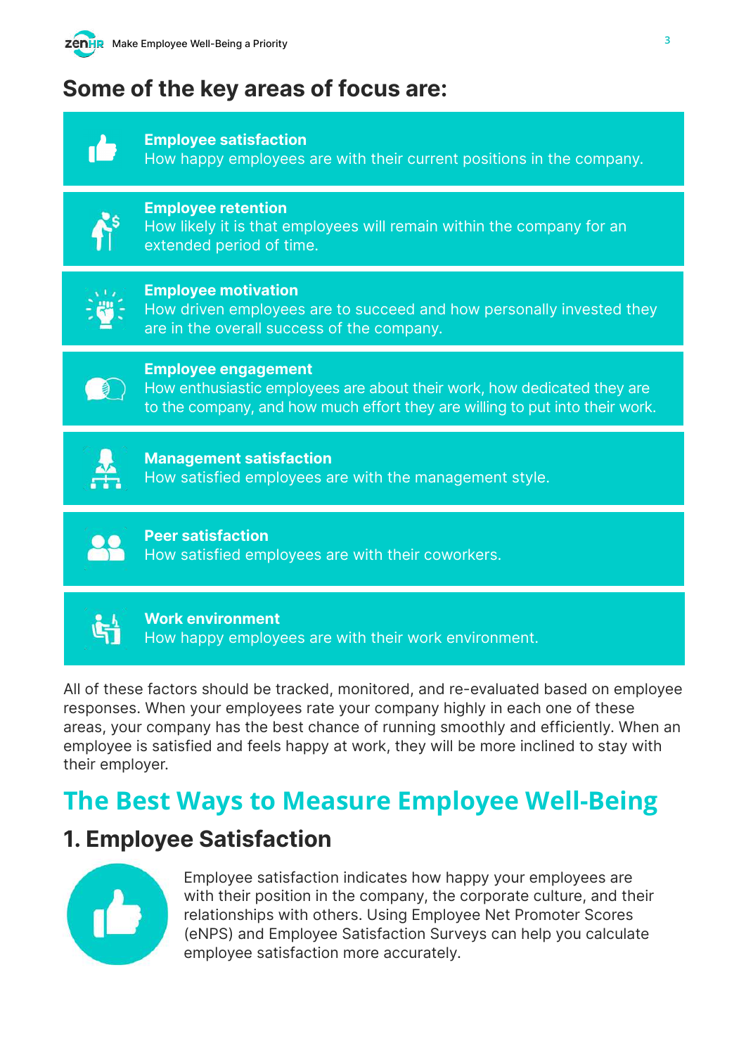## Some of the key areas of focus are:

**Employee satisfaction**
How happy employees are with their current positions in the company.

**Employee retention**
How likely it is that employees will remain within the company for an extended period of time.

**Employee motivation**
How driven employees are to succeed and how personally invested they are in the overall success of the company.

**Employee engagement**
How enthusiastic employees are about their work, how dedicated they are to the company, and how much effort they are willing to put into their work.

**Management satisfaction**
How satisfied employees are with the management style.

**Peer satisfaction**
How satisfied employees are with their coworkers.

**Work environment**
How happy employees are with their work environment.

All of these factors should be tracked, monitored, and re-evaluated based on employee responses. When your employees rate your company highly in each one of these areas, your company has the best chance of running smoothly and efficiently. When an employee is satisfied and feels happy at work, they will be more inclined to stay with their employer.

# The Best Ways to Measure Employee Well-Being

## 1. Employee Satisfaction

Employee satisfaction indicates how happy your employees are with their position in the company, the corporate culture, and their relationships with others. Using Employee Net Promoter Scores (eNPS) and Employee Satisfaction Surveys can help you calculate employee satisfaction more accurately.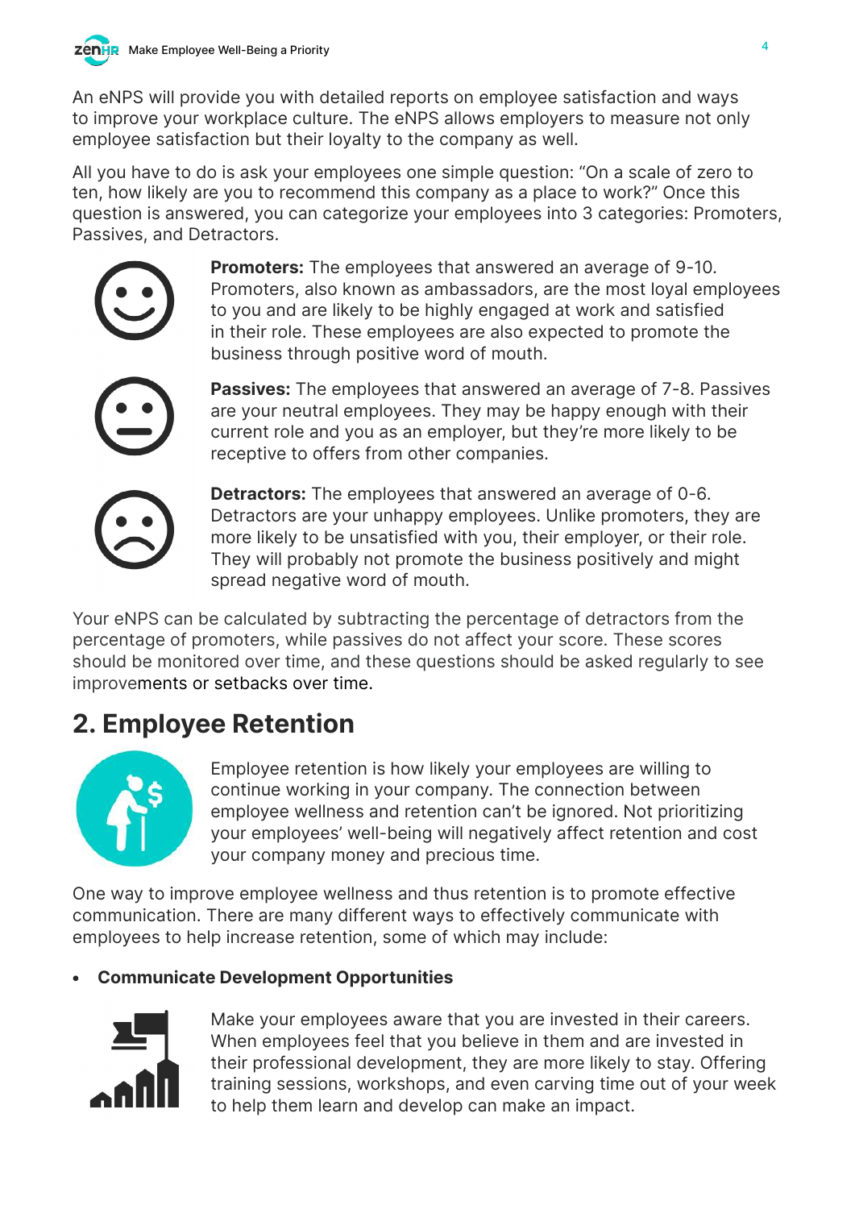An eNPS will provide you with detailed reports on employee satisfaction and ways to improve your workplace culture. The eNPS allows employers to measure not only employee satisfaction but their loyalty to the company as well.

All you have to do is ask your employees one simple question: "On a scale of zero to ten, how likely are you to recommend this company as a place to work?" Once this question is answered, you can categorize your employees into 3 categories: Promoters, Passives, and Detractors.

**Promoters:** The employees that answered an average of 9-10. Promoters, also known as ambassadors, are the most loyal employees to you and are likely to be highly engaged at work and satisfied in their role. These employees are also expected to promote the business through positive word of mouth.

**Passives:** The employees that answered an average of 7-8. Passives are your neutral employees. They may be happy enough with their current role and you as an employer, but they're more likely to be receptive to offers from other companies.

**Detractors:** The employees that answered an average of 0-6. Detractors are your unhappy employees. Unlike promoters, they are more likely to be unsatisfied with you, their employer, or their role. They will probably not promote the business positively and might spread negative word of mouth.

Your eNPS can be calculated by subtracting the percentage of detractors from the percentage of promoters, while passives do not affect your score. These scores should be monitored over time, and these questions should be asked regularly to see improvements or setbacks over time.

## 2. Employee Retention

Employee retention is how likely your employees are willing to continue working in your company. The connection between employee wellness and retention can't be ignored. Not prioritizing your employees' well-being will negatively affect retention and cost your company money and precious time.

One way to improve employee wellness and thus retention is to promote effective communication. There are many different ways to effectively communicate with employees to help increase retention, some of which may include:

- **Communicate Development Opportunities**

Make your employees aware that you are invested in their careers. When employees feel that you believe in them and are invested in their professional development, they are more likely to stay. Offering training sessions, workshops, and even carving time out of your week to help them learn and develop can make an impact.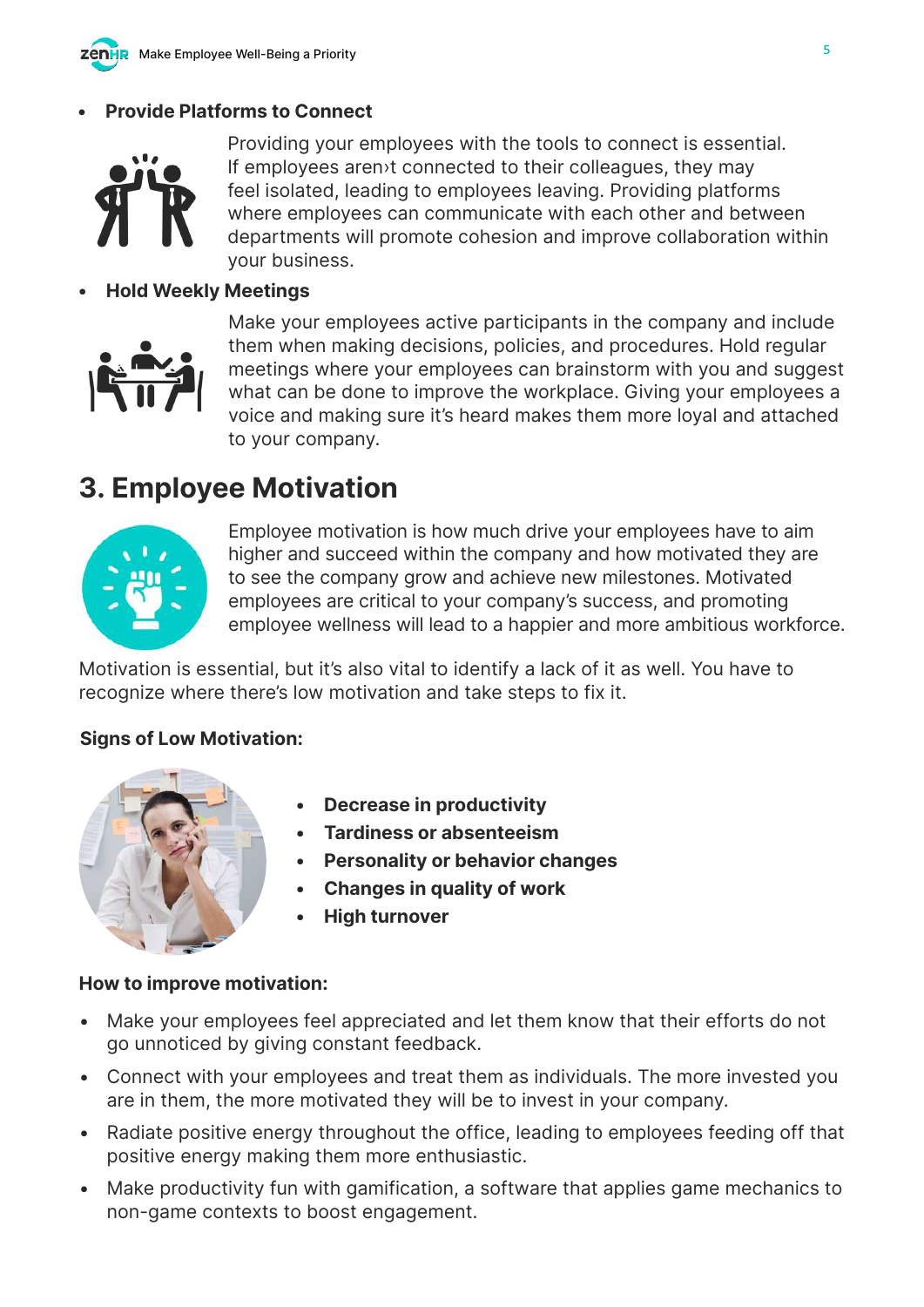- **Provide Platforms to Connect**

Providing your employees with the tools to connect is essential. If employees aren›t connected to their colleagues, they may feel isolated, leading to employees leaving. Providing platforms where employees can communicate with each other and between departments will promote cohesion and improve collaboration within your business.

- **Hold Weekly Meetings**

Make your employees active participants in the company and include them when making decisions, policies, and procedures. Hold regular meetings where your employees can brainstorm with you and suggest what can be done to improve the workplace. Giving your employees a voice and making sure it's heard makes them more loyal and attached to your company.

## 3. Employee Motivation

Employee motivation is how much drive your employees have to aim higher and succeed within the company and how motivated they are to see the company grow and achieve new milestones. Motivated employees are critical to your company's success, and promoting employee wellness will lead to a happier and more ambitious workforce.

Motivation is essential, but it's also vital to identify a lack of it as well. You have to recognize where there's low motivation and take steps to fix it.

**Signs of Low Motivation:**

- **Decrease in productivity**
- **Tardiness or absenteeism**
- **Personality or behavior changes**
- **Changes in quality of work**
- **High turnover**

**How to improve motivation:**

- Make your employees feel appreciated and let them know that their efforts do not go unnoticed by giving constant feedback.
- Connect with your employees and treat them as individuals. The more invested you are in them, the more motivated they will be to invest in your company.
- Radiate positive energy throughout the office, leading to employees feeding off that positive energy making them more enthusiastic.
- Make productivity fun with gamification, a software that applies game mechanics to non-game contexts to boost engagement.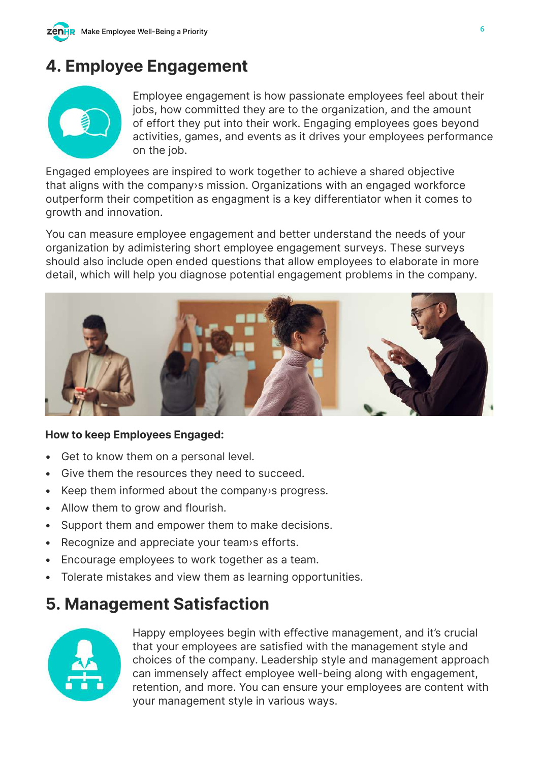## 4. Employee Engagement

Employee engagement is how passionate employees feel about their jobs, how committed they are to the organization, and the amount of effort they put into their work. Engaging employees goes beyond activities, games, and events as it drives your employees performance on the job.

Engaged employees are inspired to work together to achieve a shared objective that aligns with the company›s mission. Organizations with an engaged workforce outperform their competition as engagment is a key differentiator when it comes to growth and innovation.

You can measure employee engagement and better understand the needs of your organization by adimistering short employee engagement surveys. These surveys should also include open ended questions that allow employees to elaborate in more detail, which will help you diagnose potential engagement problems in the company.

**How to keep Employees Engaged:**

- Get to know them on a personal level.
- Give them the resources they need to succeed.
- Keep them informed about the company›s progress.
- Allow them to grow and flourish.
- Support them and empower them to make decisions.
- Recognize and appreciate your team›s efforts.
- Encourage employees to work together as a team.
- Tolerate mistakes and view them as learning opportunities.

## 5. Management Satisfaction

Happy employees begin with effective management, and it's crucial that your employees are satisfied with the management style and choices of the company. Leadership style and management approach can immensely affect employee well-being along with engagement, retention, and more. You can ensure your employees are content with your management style in various ways.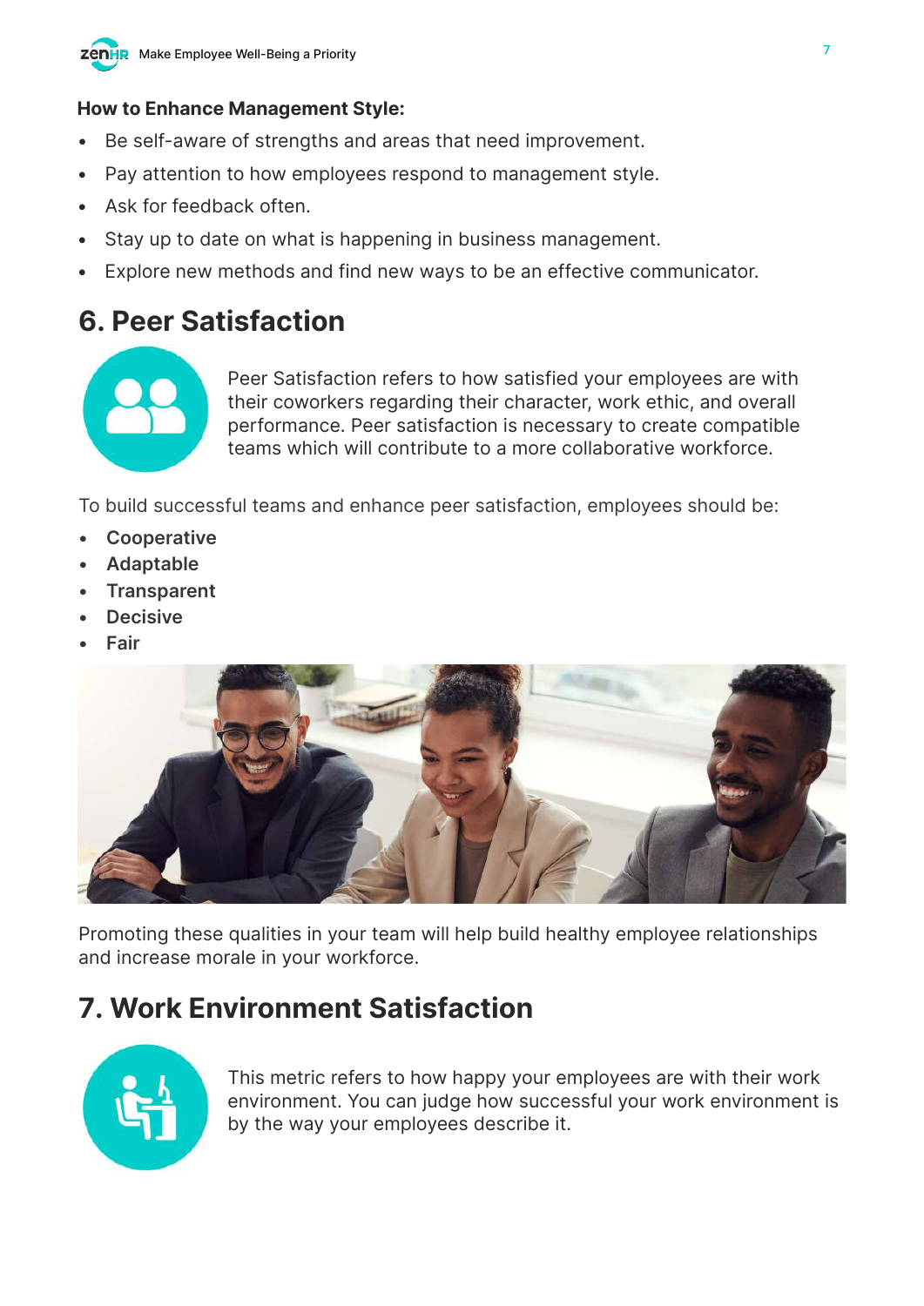**How to Enhance Management Style:**

- Be self-aware of strengths and areas that need improvement.
- Pay attention to how employees respond to management style.
- Ask for feedback often.
- Stay up to date on what is happening in business management.
- Explore new methods and find new ways to be an effective communicator.

## 6. Peer Satisfaction

Peer Satisfaction refers to how satisfied your employees are with their coworkers regarding their character, work ethic, and overall performance. Peer satisfaction is necessary to create compatible teams which will contribute to a more collaborative workforce.

To build successful teams and enhance peer satisfaction, employees should be:

- **Cooperative**
- **Adaptable**
- **Transparent**
- **Decisive**
- **Fair**

Promoting these qualities in your team will help build healthy employee relationships and increase morale in your workforce.

## 7. Work Environment Satisfaction

This metric refers to how happy your employees are with their work environment. You can judge how successful your work environment is by the way your employees describe it.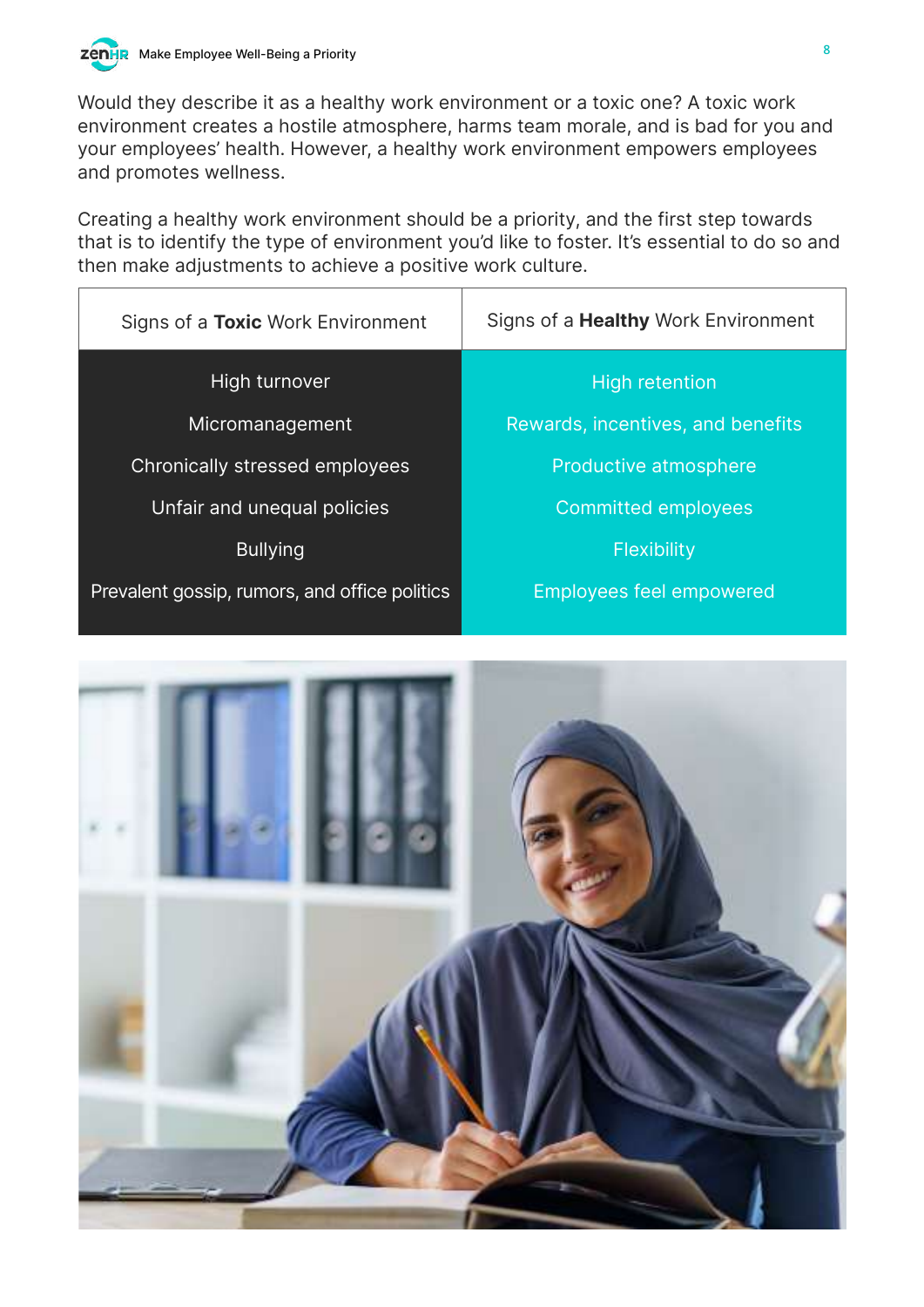Would they describe it as a healthy work environment or a toxic one? A toxic work environment creates a hostile atmosphere, harms team morale, and is bad for you and your employees' health. However, a healthy work environment empowers employees and promotes wellness.

Creating a healthy work environment should be a priority, and the first step towards that is to identify the type of environment you'd like to foster. It's essential to do so and then make adjustments to achieve a positive work culture.

| Signs of a **Toxic** Work Environment | Signs of a **Healthy** Work Environment |
|---|---|
| High turnover | High retention |
| Micromanagement | Rewards, incentives, and benefits |
| Chronically stressed employees | Productive atmosphere |
| Unfair and unequal policies | Committed employees |
| Bullying | Flexibility |
| Prevalent gossip, rumors, and office politics | Employees feel empowered |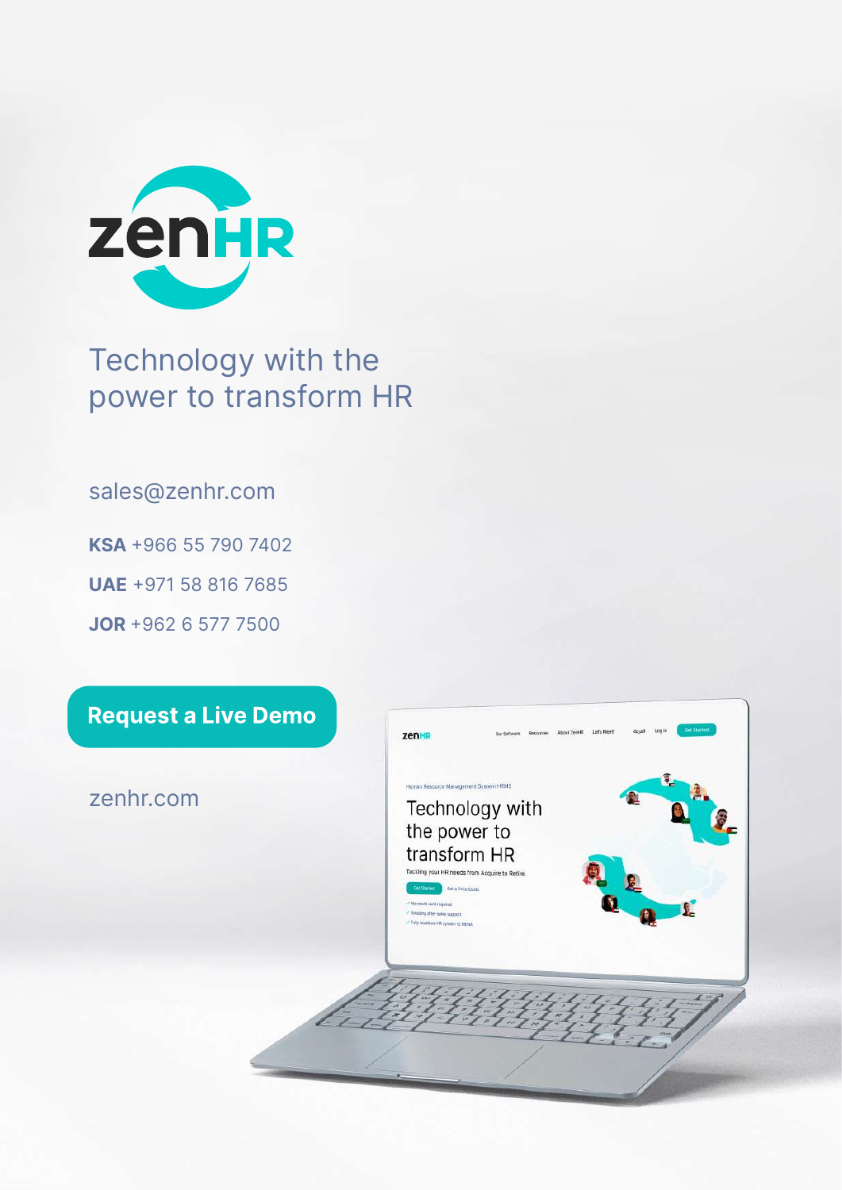zenHR

Technology with the power to transform HR

sales@zenhr.com

**KSA** +966 55 790 7402

**UAE** +971 58 816 7685

**JOR** +962 6 577 7500

**Request a Live Demo**

zenhr.com